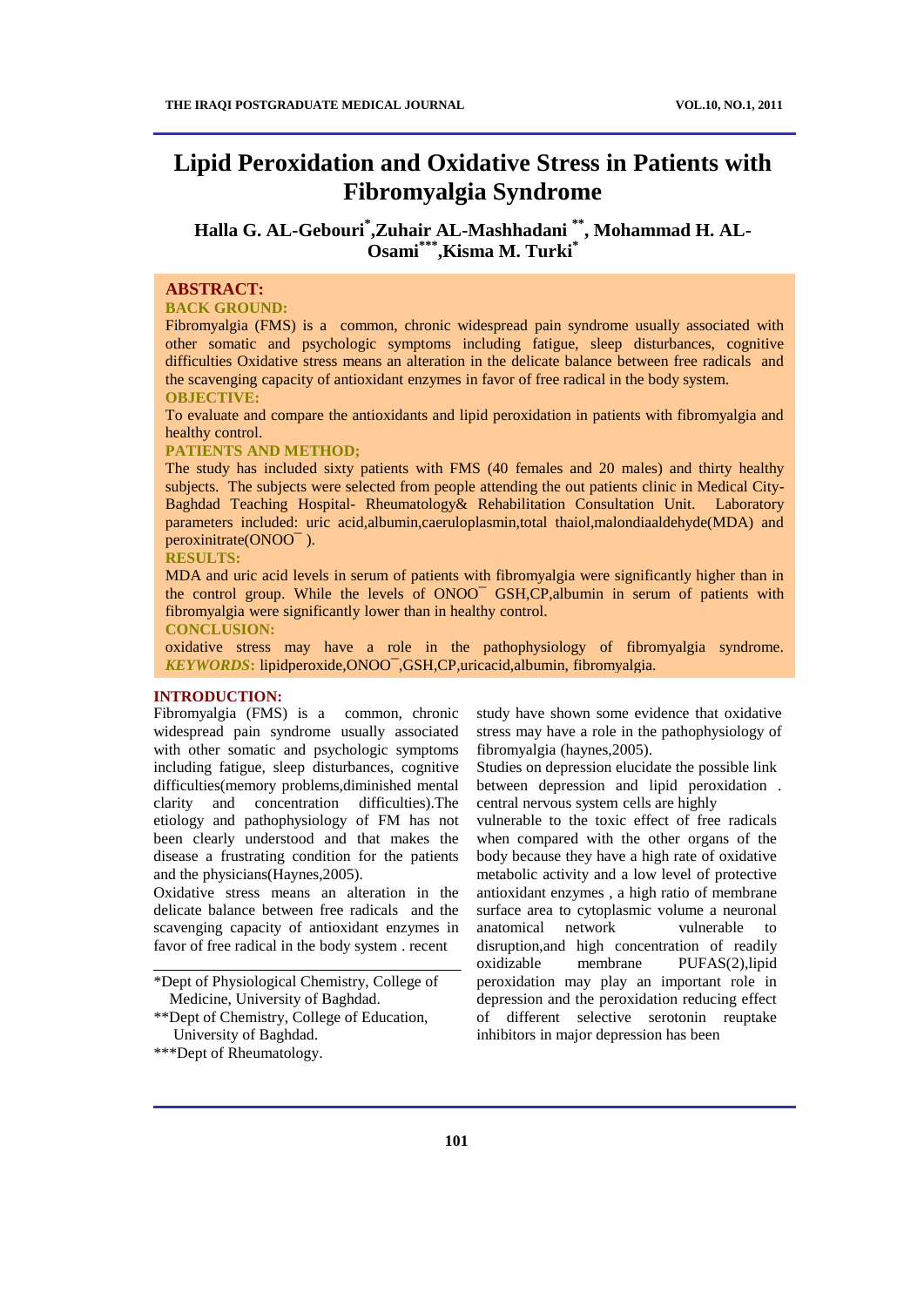# Lipid Peroxidation and Oxidative Stress in Patients with Fibromyalgia Syndrome

**Halla G. AL-Gebouri[*],Zuhair AL-Mashhadani [**], Mohammad H. AL-Osami[***],Kisma M. Turki[*]**

## ABSTRACT:

**BACK GROUND:**

Fibromyalgia (FMS) is a common, chronic widespread pain syndrome usually associated with other somatic and psychologic symptoms including fatigue, sleep disturbances, cognitive difficulties Oxidative stress means an alteration in the delicate balance between free radicals and the scavenging capacity of antioxidant enzymes in favor of free radical in the body system.

**OBJECTIVE:**

To evaluate and compare the antioxidants and lipid peroxidation in patients with fibromyalgia and healthy control.

**PATIENTS AND METHOD;**

The study has included sixty patients with FMS (40 females and 20 males) and thirty healthy subjects. The subjects were selected from people attending the out patients clinic in Medical City-Baghdad Teaching Hospital- Rheumatology& Rehabilitation Consultation Unit. Laboratory parameters included: uric acid,albumin,caeruloplasmin,total thaiol,malondiaaldehyde(MDA) and peroxinitrate($ONOO^-$ ).

**RESULTS:**

MDA and uric acid levels in serum of patients with fibromyalgia were significantly higher than in the control group. While the levels of $ONOO^-$ GSH,CP,albumin in serum of patients with fibromyalgia were significantly lower than in healthy control.

**CONCLUSION:**

oxidative stress may have a role in the pathophysiology of fibromyalgia syndrome.

***KEYWORDS*:** lipidperoxide,$ONOO^-$,GSH,CP,uricacid,albumin, fibromyalgia.

## INTRODUCTION:

Fibromyalgia (FMS) is a common, chronic widespread pain syndrome usually associated with other somatic and psychologic symptoms including fatigue, sleep disturbances, cognitive difficulties(memory problems,diminished mental clarity and concentration difficulties).The etiology and pathophysiology of FM has not been clearly understood and that makes the disease a frustrating condition for the patients and the physicians(Haynes,2005).

Oxidative stress means an alteration in the delicate balance between free radicals and the scavenging capacity of antioxidant enzymes in favor of free radical in the body system . recent study have shown some evidence that oxidative stress may have a role in the pathophysiology of fibromyalgia (haynes,2005).

Studies on depression elucidate the possible link between depression and lipid peroxidation . central nervous system cells are highly vulnerable to the toxic effect of free radicals when compared with the other organs of the body because they have a high rate of oxidative metabolic activity and a low level of protective antioxidant enzymes , a high ratio of membrane surface area to cytoplasmic volume a neuronal anatomical network vulnerable to disruption,and high concentration of readily oxidizable membrane PUFAS(2),lipid peroxidation may play an important role in depression and the peroxidation reducing effect of different selective serotonin reuptake inhibitors in major depression has been

---

*Dept of Physiological Chemistry, College of Medicine, University of Baghdad.

**Dept of Chemistry, College of Education, University of Baghdad.

***Dept of Rheumatology.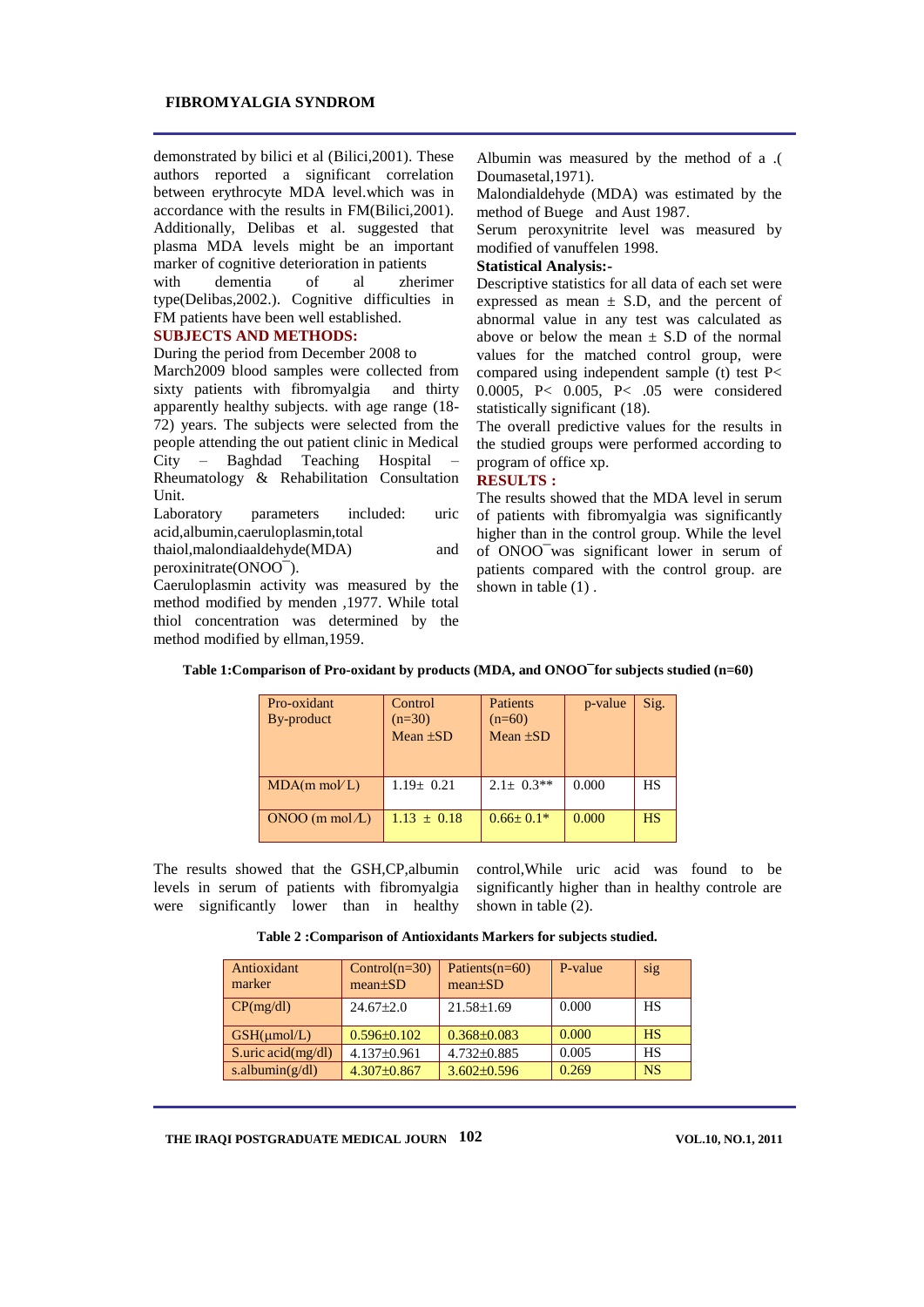demonstrated by bilici et al (Bilici,2001). These authors reported a significant correlation between erythrocyte MDA level.which was in accordance with the results in FM(Bilici,2001). Additionally, Delibas et al. suggested that plasma MDA levels might be an important marker of cognitive deterioration in patients with dementia of al zherimer type(Delibas,2002.). Cognitive difficulties in FM patients have been well established.

## SUBJECTS AND METHODS:

During the period from December 2008 to March2009 blood samples were collected from sixty patients with fibromyalgia and thirty apparently healthy subjects. with age range (18-72) years. The subjects were selected from the people attending the out patient clinic in Medical City – Baghdad Teaching Hospital – Rheumatology & Rehabilitation Consultation Unit.

Laboratory parameters included: uric acid,albumin,caeruloplasmin,total thaiol,malondiaaldehyde(MDA) and peroxinitrate(ONOO¯).

Caeruloplasmin activity was measured by the method modified by menden ,1977. While total thiol concentration was determined by the method modified by ellman,1959.

Albumin was measured by the method of a .( Doumasetal,1971).

Malondialdehyde (MDA) was estimated by the method of Buege and Aust 1987.

Serum peroxynitrite level was measured by modified of vanuffelen 1998.

**Statistical Analysis:-**

Descriptive statistics for all data of each set were expressed as mean ± S.D, and the percent of abnormal value in any test was calculated as above or below the mean ± S.D of the normal values for the matched control group, were compared using independent sample (t) test $P< 0.0005$, $P< 0.005$, $P< .05$ were considered statistically significant (18).

The overall predictive values for the results in the studied groups were performed according to program of office xp.

## RESULTS :

The results showed that the MDA level in serum of patients with fibromyalgia was significantly higher than in the control group. While the level of ONOO¯was significant lower in serum of patients compared with the control group. are shown in table (1) .

**Table 1:Comparison of Pro-oxidant by products (MDA, and ONOO¯for subjects studied (n=60)**

| Pro-oxidant By-product | Control (n=30) Mean ±SD | Patients (n=60) Mean ±SD | p-value | Sig. |
|---|---|---|---|---|
| MDA(m mol/L) | 1.19± 0.21 | 2.1± 0.3** | 0.000 | HS |
| ONOO (m mol/L) | 1.13 ± 0.18 | 0.66± 0.1* | 0.000 | HS |

The results showed that the GSH,CP,albumin levels in serum of patients with fibromyalgia were significantly lower than in healthy control,While uric acid was found to be significantly higher than in healthy controle are shown in table (2).

**Table 2 :Comparison of Antioxidants Markers for subjects studied.**

| Antioxidant marker | Control(n=30) mean±SD | Patients(n=60) mean±SD | P-value | sig |
|---|---|---|---|---|
| CP(mg/dl) | 24.67±2.0 | 21.58±1.69 | 0.000 | HS |
| GSH(µmol/L) | 0.596±0.102 | 0.368±0.083 | 0.000 | HS |
| S.uric acid(mg/dl) | 4.137±0.961 | 4.732±0.885 | 0.005 | HS |
| s.albumin(g/dl) | 4.307±0.867 | 3.602±0.596 | 0.269 | NS |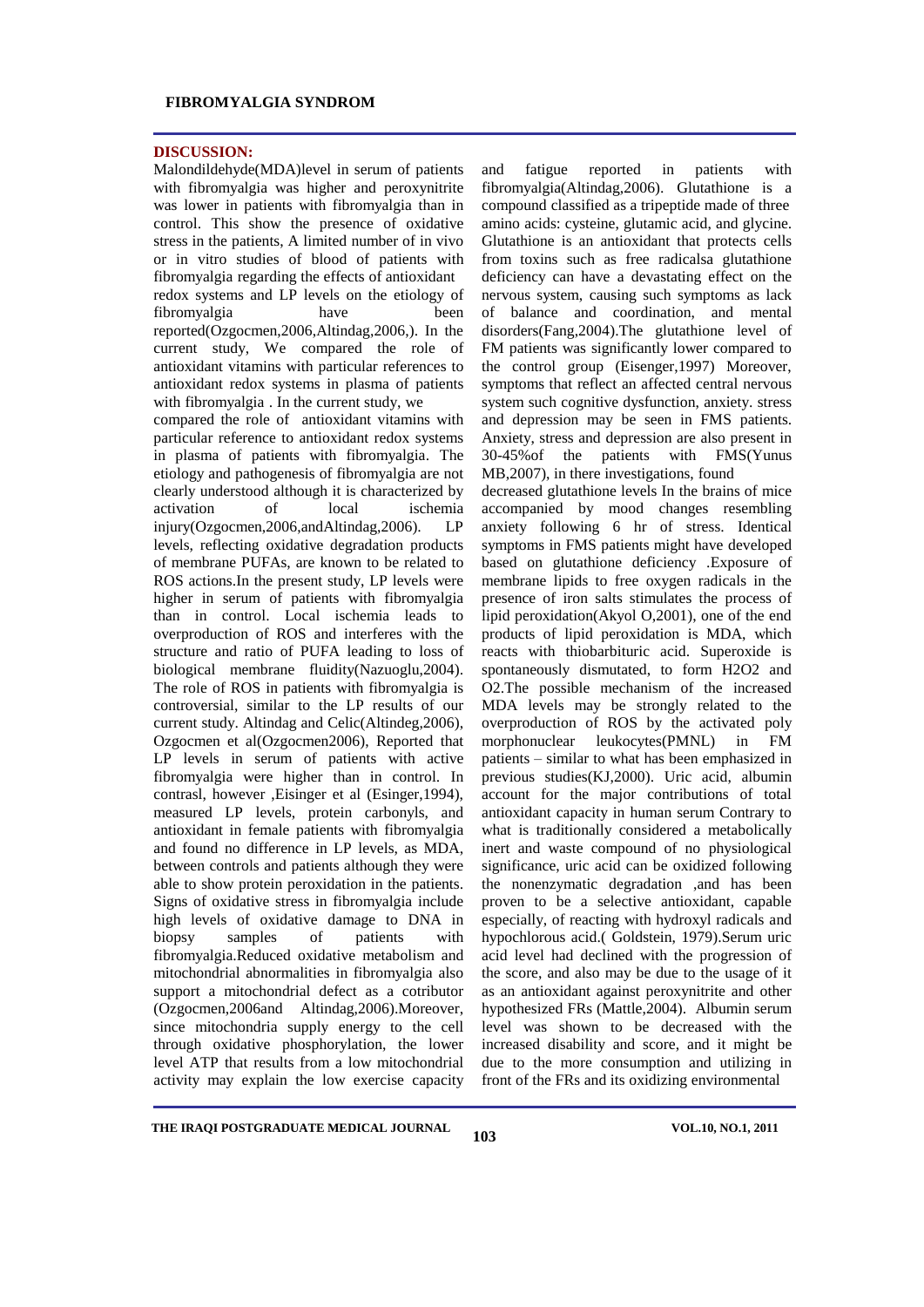## DISCUSSION:

Malondildehyde(MDA)level in serum of patients with fibromyalgia was higher and peroxynitrite was lower in patients with fibromyalgia than in control. This show the presence of oxidative stress in the patients, A limited number of in vivo or in vitro studies of blood of patients with fibromyalgia regarding the effects of antioxidant redox systems and LP levels on the etiology of fibromyalgia have been reported(Ozgocmen,2006,Altindag,2006,). In the current study, We compared the role of antioxidant vitamins with particular references to antioxidant redox systems in plasma of patients with fibromyalgia . In the current study, we compared the role of antioxidant vitamins with particular reference to antioxidant redox systems in plasma of patients with fibromyalgia. The etiology and pathogenesis of fibromyalgia are not clearly understood although it is characterized by activation of local ischemia injury(Ozgocmen,2006,andAltindag,2006). LP levels, reflecting oxidative degradation products of membrane PUFAs, are known to be related to ROS actions.In the present study, LP levels were higher in serum of patients with fibromyalgia than in control. Local ischemia leads to overproduction of ROS and interferes with the structure and ratio of PUFA leading to loss of biological membrane fluidity(Nazuoglu,2004). The role of ROS in patients with fibromyalgia is controversial, similar to the LP results of our current study. Altindag and Celic(Altindeg,2006), Ozgocmen et al(Ozgocmen2006), Reported that LP levels in serum of patients with active fibromyalgia were higher than in control. In contrasl, however ,Eisinger et al (Esinger,1994), measured LP levels, protein carbonyls, and antioxidant in female patients with fibromyalgia and found no difference in LP levels, as MDA, between controls and patients although they were able to show protein peroxidation in the patients. Signs of oxidative stress in fibromyalgia include high levels of oxidative damage to DNA in biopsy samples of patients with fibromyalgia.Reduced oxidative metabolism and mitochondrial abnormalities in fibromyalgia also support a mitochondrial defect as a cotributor (Ozgocmen,2006and Altindag,2006).Moreover, since mitochondria supply energy to the cell through oxidative phosphorylation, the lower level ATP that results from a low mitochondrial activity may explain the low exercise capacity and fatigue reported in patients with fibromyalgia(Altindag,2006). Glutathione is a compound classified as a tripeptide made of three amino acids: cysteine, glutamic acid, and glycine. Glutathione is an antioxidant that protects cells from toxins such as free radicalsa glutathione deficiency can have a devastating effect on the nervous system, causing such symptoms as lack of balance and coordination, and mental disorders(Fang,2004).The glutathione level of FM patients was significantly lower compared to the control group (Eisenger,1997) Moreover, symptoms that reflect an affected central nervous system such cognitive dysfunction, anxiety. stress and depression may be seen in FMS patients. Anxiety, stress and depression are also present in 30-45%of the patients with FMS(Yunus MB,2007), in there investigations, found decreased glutathione levels In the brains of mice accompanied by mood changes resembling anxiety following 6 hr of stress. Identical symptoms in FMS patients might have developed based on glutathione deficiency .Exposure of membrane lipids to free oxygen radicals in the presence of iron salts stimulates the process of lipid peroxidation(Akyol O,2001), one of the end products of lipid peroxidation is MDA, which reacts with thiobarbituric acid. Superoxide is spontaneously dismutated, to form $H_2O_2$ and $O_2$.The possible mechanism of the increased MDA levels may be strongly related to the overproduction of ROS by the activated poly morphonuclear leukocytes(PMNL) in FM patients – similar to what has been emphasized in previous studies(KJ,2000). Uric acid, albumin account for the major contributions of total antioxidant capacity in human serum Contrary to what is traditionally considered a metabolically inert and waste compound of no physiological significance, uric acid can be oxidized following the nonenzymatic degradation ,and has been proven to be a selective antioxidant, capable especially, of reacting with hydroxyl radicals and hypochlorous acid.( Goldstein, 1979).Serum uric acid level had declined with the progression of the score, and also may be due to the usage of it as an antioxidant against peroxynitrite and other hypothesized FRs (Mattle,2004). Albumin serum level was shown to be decreased with the increased disability and score, and it might be due to the more consumption and utilizing in front of the FRs and its oxidizing environmental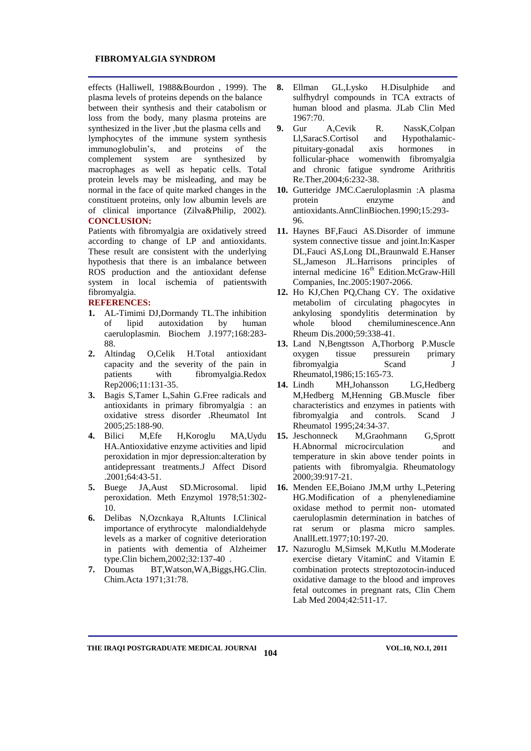effects (Halliwell, 1988&Bourdon , 1999). The plasma levels of proteins depends on the balance between their synthesis and their catabolism or loss from the body, many plasma proteins are synthesized in the liver ,but the plasma cells and lymphocytes of the immune system synthesis immunoglobulin's, and proteins of the complement system are synthesized by macrophages as well as hepatic cells. Total protein levels may be misleading, and may be normal in the face of quite marked changes in the constituent proteins, only low albumin levels are of clinical importance (Zilva&Philip, 2002).

## CONCLUSION:

Patients with fibromyalgia are oxidatively streed according to change of LP and antioxidants. These result are consistent with the underlying hypothesis that there is an imbalance between ROS production and the antioxidant defense system in local ischemia of patientswith fibromyalgia.

## REFERENCES:

1. AL-Timimi DJ,Dormandy TL.The inhibition of lipid autoxidation by human caeruloplasmin. Biochem J.1977;168:283-88.
2. Altindag O,Celik H.Total antioxidant capacity and the severity of the pain in patients with fibromyalgia.Redox Rep2006;11:131-35.
3. Bagis S,Tamer L,Sahin G.Free radicals and antioxidants in primary fibromyalgia : an oxidative stress disorder .Rheumatol Int 2005;25:188-90.
4. Bilici M,Efe H,Koroglu MA,Uydu HA.Antioxidative enzyme activities and lipid peroxidation in mjor depression:alteration by antidepressant treatments.J Affect Disord .2001;64:43-51.
5. Buege JA,Aust SD.Microsomal. lipid peroxidation. Meth Enzymol 1978;51:302-10.
6. Delibas N,Ozcnkaya R,Altunts I.Clinical importance of erythrocyte malondialdehyde levels as a marker of cognitive deterioration in patients with dementia of Alzheimer type.Clin bichem,2002;32:137-40 .
7. Doumas BT,Watson,WA,Biggs,HG.Clin. Chim.Acta 1971;31:78.
8. Ellman GL,Lysko H.Disulphide and sulfhydryl compounds in TCA extracts of human blood and plasma. JLab Clin Med 1967:70.
9. Gur A,Cevik R. NassK,Colpan Ll,SaracS.Cortisol and Hypothalamic-pituitary-gonadal axis hormones in follicular-phace womenwith fibromyalgia and chronic fatigue syndrome Arithritis Re.Ther,2004;6:232-38.
10. Gutteridge JMC.Caeruloplasmin :A plasma protein enzyme and antioxidants.AnnClinBiochen.1990;15:293-96.
11. Haynes BF,Fauci AS.Disorder of immune system connective tissue and joint.In:Kasper DL,Fauci AS,Long DL,Braunwald E.Hanser SL,Jameson JL.Harrisons principles of internal medicine 16th Edition.McGraw-Hill Companies, Inc.2005:1907-2066.
12. Ho KJ,Chen PQ,Chang CY. The oxidative metabolim of circulating phagocytes in ankylosing spondylitis determination by whole blood chemiluminescence.Ann Rheum Dis.2000;59:338-41.
13. Land N,Bengtsson A,Thorborg P.Muscle oxygen tissue pressurein primary fibromyalgia Scand J Rheumatol,1986;15:165-73.
14. Lindh MH,Johansson LG,Hedberg M,Hedberg M,Henning GB.Muscle fiber characteristics and enzymes in patients with fibromyalgia and controls. Scand J Rheumatol 1995;24:34-37.
15. Jeschonneck M,Graohmann G,Sprott H.Abnormal microcirculation and temperature in skin above tender points in patients with fibromyalgia. Rheumatology 2000;39:917-21.
16. Menden EE,Boiano JM,M urthy L,Petering HG.Modification of a phenylenediamine oxidase method to permit non- utomated caeruloplasmin determination in batches of rat serum or plasma micro samples. AnallLett.1977;10:197-20.
17. Nazuroglu M,Simsek M,Kutlu M.Moderate exercise dietary VitaminC and Vitamin E combination protects streptozotocin-induced oxidative damage to the blood and improves fetal outcomes in pregnant rats, Clin Chem Lab Med 2004;42:511-17.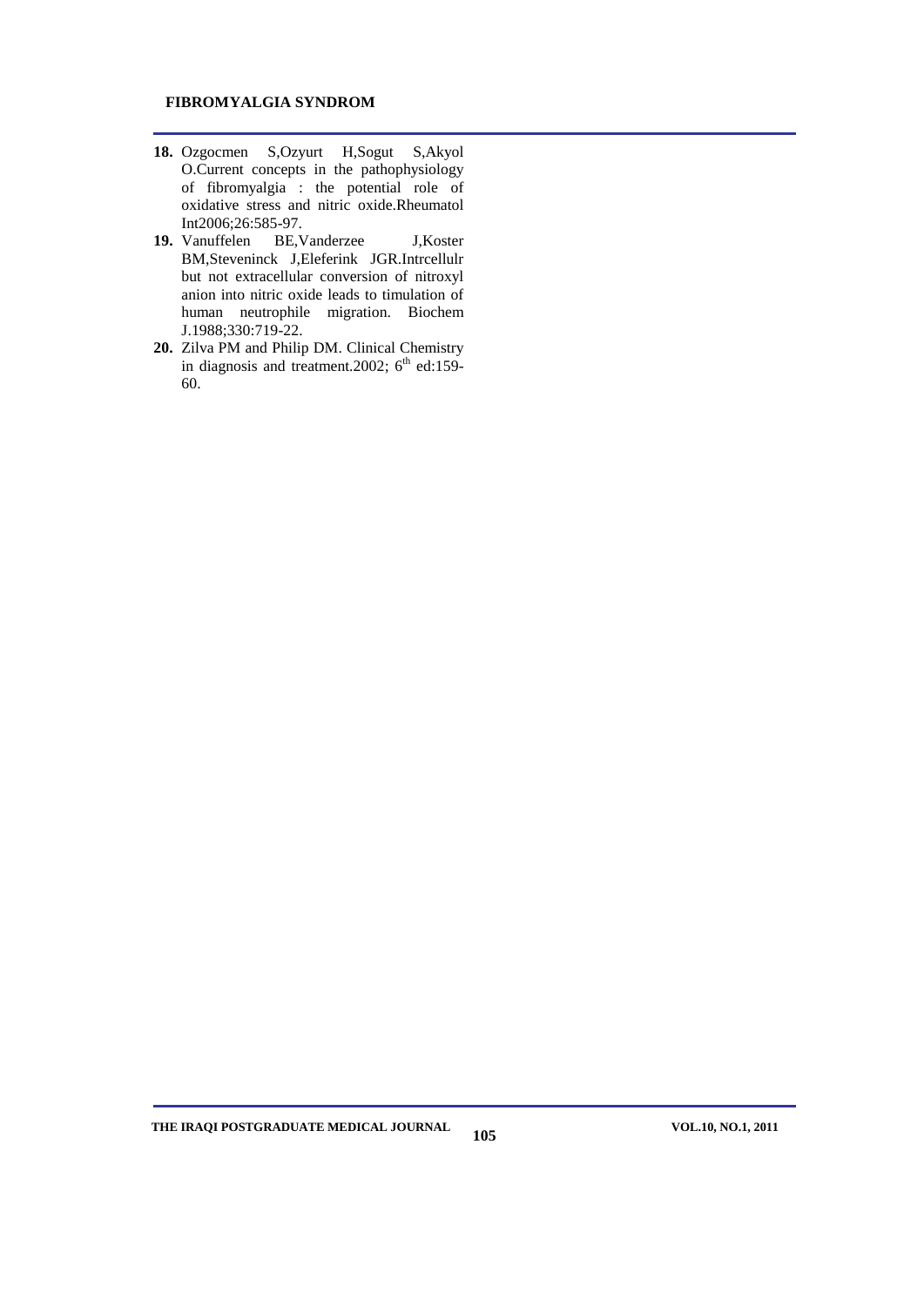18. Ozgocmen S,Ozyurt H,Sogut S,Akyol O.Current concepts in the pathophysiology of fibromyalgia : the potential role of oxidative stress and nitric oxide.Rheumatol Int2006;26:585-97.
19. Vanuffelen BE,Vanderzee J,Koster BM,Steveninck J,Eleferink JGR.Intrcellulr but not extracellular conversion of nitroxyl anion into nitric oxide leads to timulation of human neutrophile migration. Biochem J.1988;330:719-22.
20. Zilva PM and Philip DM. Clinical Chemistry in diagnosis and treatment.2002; 6th ed:159-60.